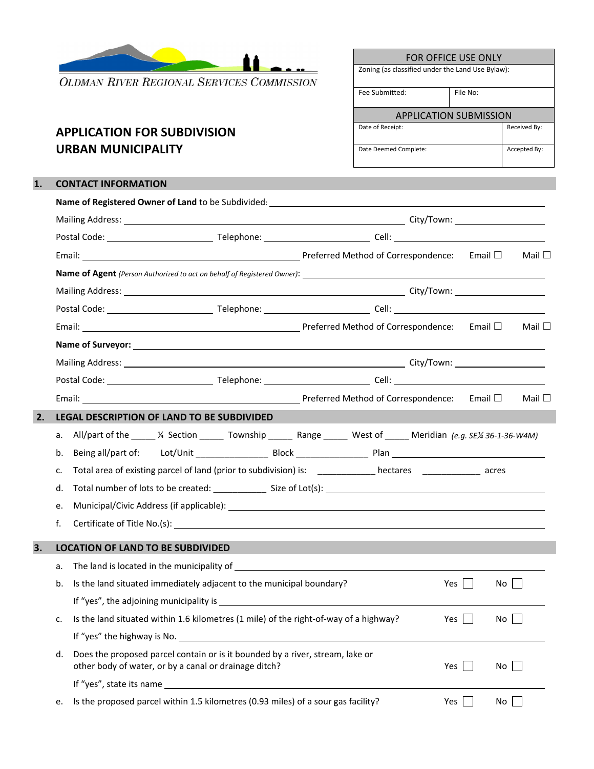Oldman River Regional Services Commission

# APPLICATION FOR SUBDIVISION URBAN MUNICIPALITY

| FOR OFFICE USE ONLY | |
|---|---|
| Zoning (as classified under the Land Use Bylaw): | |
| Fee Submitted: | File No: |
| **APPLICATION SUBMISSION** | |
| Date of Receipt: | Received By: |
| Date Deemed Complete: | Accepted By: |

## 1. CONTACT INFORMATION

**Name of Registered Owner of Land** to be Subdivided: ____________________

Mailing Address: ____________________ City/Town: ____________________

Postal Code: ____________ Telephone: ____________ Cell: ____________

Email: ____________________ Preferred Method of Correspondence: Email ☐ Mail ☐

**Name of Agent** *(Person Authorized to act on behalf of Registered Owner)*: ____________________

Mailing Address: ____________________ City/Town: ____________________

Postal Code: ____________ Telephone: ____________ Cell: ____________

Email: ____________________ Preferred Method of Correspondence: Email ☐ Mail ☐

**Name of Surveyor:** ____________________

Mailing Address: ____________________ City/Town: ____________________

Postal Code: ____________ Telephone: ____________ Cell: ____________

Email: ____________________ Preferred Method of Correspondence: Email ☐ Mail ☐

## 2. LEGAL DESCRIPTION OF LAND TO BE SUBDIVIDED

a. All/part of the _____ ¼ Section _____ Township _____ Range _____ West of _____ Meridian *(e.g. SE¼ 36-1-36-W4M)*

b. Being all/part of: Lot/Unit _______________ Block _______________ Plan ____________________

c. Total area of existing parcel of land (prior to subdivision) is: ____________ hectares ____________ acres

d. Total number of lots to be created: ___________ Size of Lot(s): ____________________

e. Municipal/Civic Address (if applicable): ____________________

f. Certificate of Title No.(s): ____________________

## 3. LOCATION OF LAND TO BE SUBDIVIDED

a. The land is located in the municipality of ____________________

b. Is the land situated immediately adjacent to the municipal boundary? Yes ☐ No ☐

If "yes", the adjoining municipality is ____________________

c. Is the land situated within 1.6 kilometres (1 mile) of the right-of-way of a highway? Yes ☐ No ☐

If "yes" the highway is No. ____________________

d. Does the proposed parcel contain or is it bounded by a river, stream, lake or other body of water, or by a canal or drainage ditch? Yes ☐ No ☐

If "yes", state its name ____________________

e. Is the proposed parcel within 1.5 kilometres (0.93 miles) of a sour gas facility? Yes ☐ No ☐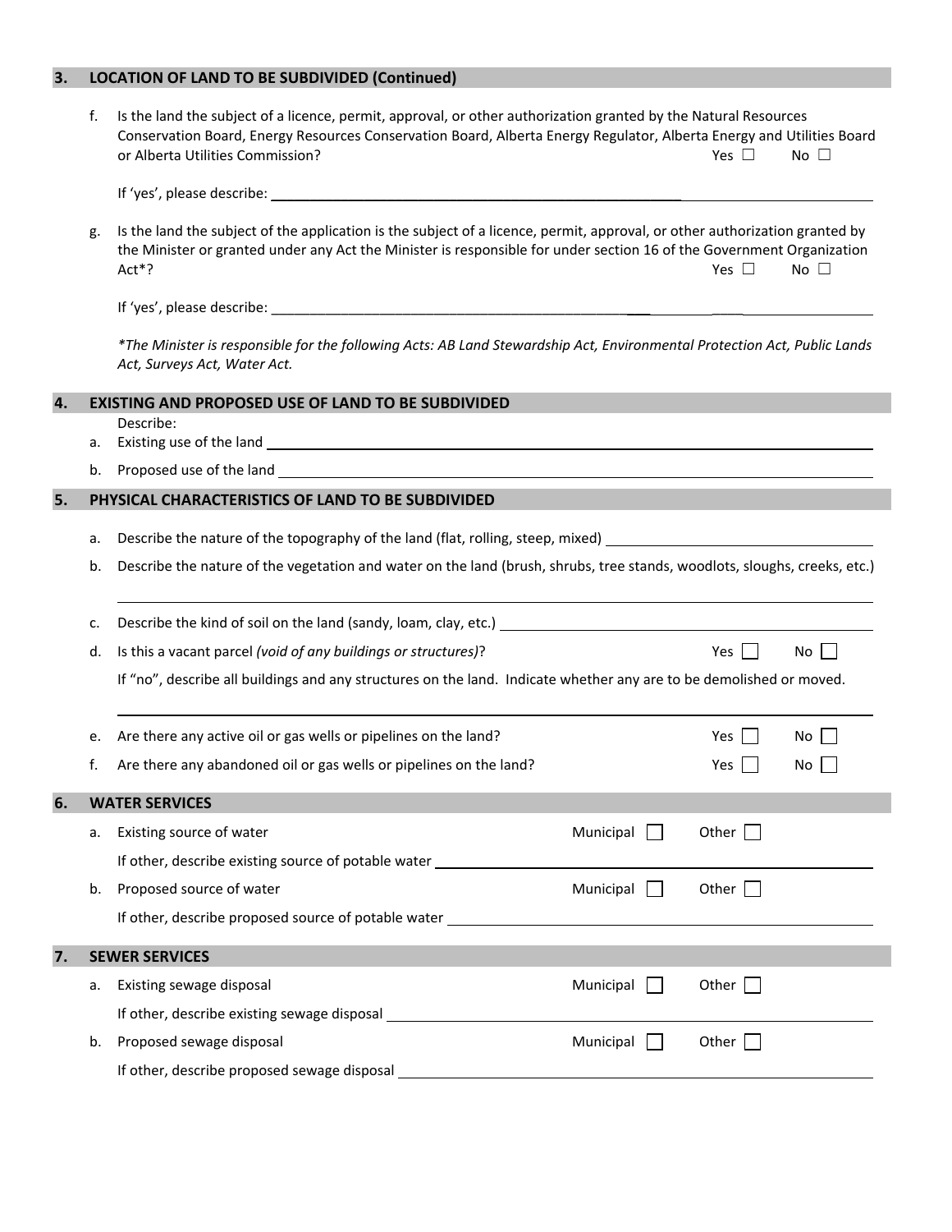## 3. LOCATION OF LAND TO BE SUBDIVIDED (Continued)

f. Is the land the subject of a licence, permit, approval, or other authorization granted by the Natural Resources Conservation Board, Energy Resources Conservation Board, Alberta Energy Regulator, Alberta Energy and Utilities Board or Alberta Utilities Commission? Yes ☐ No ☐

If 'yes', please describe: ______________________________

g. Is the land the subject of the application is the subject of a licence, permit, approval, or other authorization granted by the Minister or granted under any Act the Minister is responsible for under section 16 of the Government Organization Act*? Yes ☐ No ☐

If 'yes', please describe: ______________________________

*\*The Minister is responsible for the following Acts: AB Land Stewardship Act, Environmental Protection Act, Public Lands Act, Surveys Act, Water Act.*

## 4. EXISTING AND PROPOSED USE OF LAND TO BE SUBDIVIDED

Describe:

a. Existing use of the land ______________________________

b. Proposed use of the land ______________________________

## 5. PHYSICAL CHARACTERISTICS OF LAND TO BE SUBDIVIDED

a. Describe the nature of the topography of the land (flat, rolling, steep, mixed) ______________________________

b. Describe the nature of the vegetation and water on the land (brush, shrubs, tree stands, woodlots, sloughs, creeks, etc.)

______________________________

c. Describe the kind of soil on the land (sandy, loam, clay, etc.) ______________________________

d. Is this a vacant parcel *(void of any buildings or structures)*? Yes ☐ No ☐

If "no", describe all buildings and any structures on the land. Indicate whether any are to be demolished or moved.

______________________________

e. Are there any active oil or gas wells or pipelines on the land? Yes ☐ No ☐

f. Are there any abandoned oil or gas wells or pipelines on the land? Yes ☐ No ☐

## 6. WATER SERVICES

a. Existing source of water Municipal ☐ Other ☐

If other, describe existing source of potable water ______________________________

b. Proposed source of water Municipal ☐ Other ☐

If other, describe proposed source of potable water ______________________________

## 7. SEWER SERVICES

a. Existing sewage disposal Municipal ☐ Other ☐

If other, describe existing sewage disposal ______________________________

b. Proposed sewage disposal Municipal ☐ Other ☐

If other, describe proposed sewage disposal ______________________________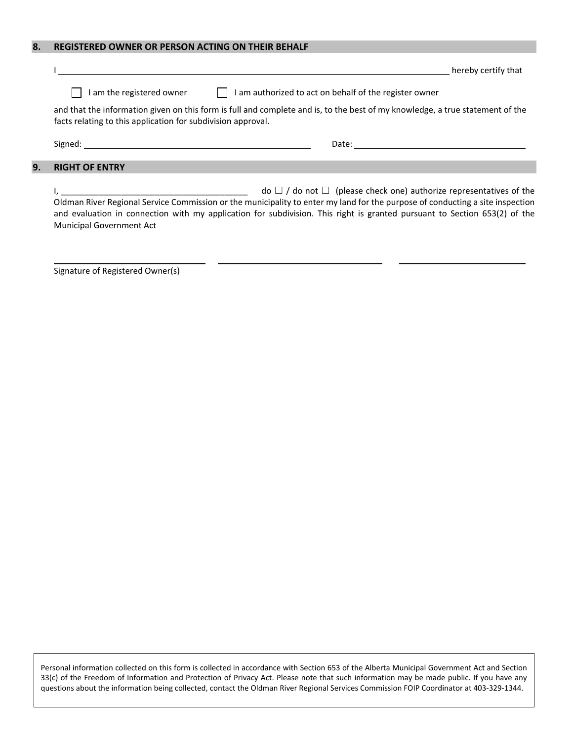## 8. REGISTERED OWNER OR PERSON ACTING ON THEIR BEHALF

I ______________________________________________________________________ hereby certify that

☐ I am the registered owner ☐ I am authorized to act on behalf of the register owner

and that the information given on this form is full and complete and is, to the best of my knowledge, a true statement of the facts relating to this application for subdivision approval.

Signed: ________________________________ Date: ________________________________

## 9. RIGHT OF ENTRY

I, ________________________________________ do ☐ / do not ☐ (please check one) authorize representatives of the Oldman River Regional Service Commission or the municipality to enter my land for the purpose of conducting a site inspection and evaluation in connection with my application for subdivision. This right is granted pursuant to Section 653(2) of the Municipal Government Act.

________________________________ ________________________________ ________________________________

Signature of Registered Owner(s)

Personal information collected on this form is collected in accordance with Section 653 of the Alberta Municipal Government Act and Section 33(c) of the Freedom of Information and Protection of Privacy Act. Please note that such information may be made public. If you have any questions about the information being collected, contact the Oldman River Regional Services Commission FOIP Coordinator at 403-329-1344.